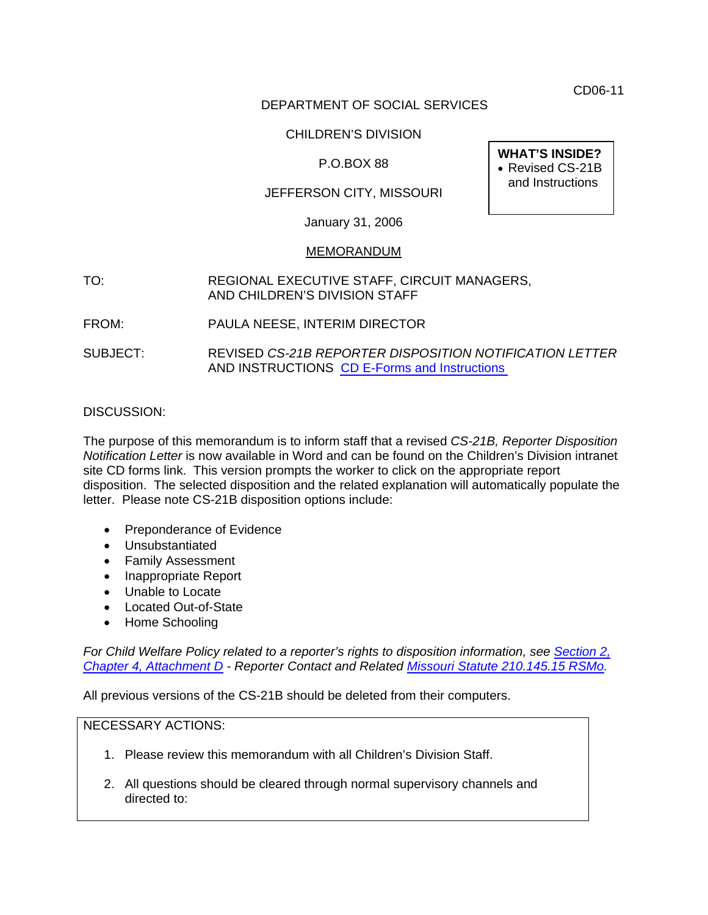CD06-11

DEPARTMENT OF SOCIAL SERVICES

CHILDREN'S DIVISION

P.O.BOX 88

JEFFERSON CITY, MISSOURI

January 31, 2006

> **WHAT'S INSIDE?**
> - Revised CS-21B and Instructions

MEMORANDUM

TO: REGIONAL EXECUTIVE STAFF, CIRCUIT MANAGERS, AND CHILDREN'S DIVISION STAFF

FROM: PAULA NEESE, INTERIM DIRECTOR

SUBJECT: REVISED *CS-21B REPORTER DISPOSITION NOTIFICATION LETTER* AND INSTRUCTIONS CD E-Forms and Instructions

DISCUSSION:

The purpose of this memorandum is to inform staff that a revised *CS-21B, Reporter Disposition Notification Letter* is now available in Word and can be found on the Children's Division intranet site CD forms link. This version prompts the worker to click on the appropriate report disposition. The selected disposition and the related explanation will automatically populate the letter. Please note CS-21B disposition options include:

- Preponderance of Evidence
- Unsubstantiated
- Family Assessment
- Inappropriate Report
- Unable to Locate
- Located Out-of-State
- Home Schooling

*For Child Welfare Policy related to a reporter's rights to disposition information, see Section 2, Chapter 4, Attachment D - Reporter Contact and Related Missouri Statute 210.145.15 RSMo.*

All previous versions of the CS-21B should be deleted from their computers.

NECESSARY ACTIONS:

1. Please review this memorandum with all Children's Division Staff.
2. All questions should be cleared through normal supervisory channels and directed to: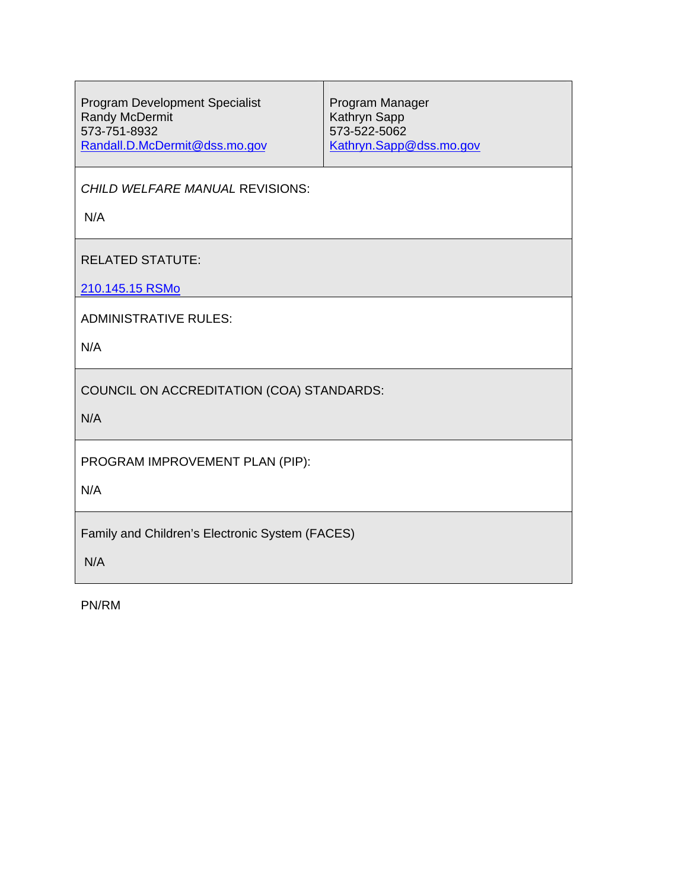| | |
|---|---|
| Program Development Specialist<br>Randy McDermit<br>573-751-8932<br>Randall.D.McDermit@dss.mo.gov | Program Manager<br>Kathryn Sapp<br>573-522-5062<br>Kathryn.Sapp@dss.mo.gov |

*CHILD WELFARE MANUAL* REVISIONS:

N/A

RELATED STATUTE:

210.145.15 RSMo

ADMINISTRATIVE RULES:

N/A

COUNCIL ON ACCREDITATION (COA) STANDARDS:

N/A

PROGRAM IMPROVEMENT PLAN (PIP):

N/A

Family and Children's Electronic System (FACES)

N/A

PN/RM